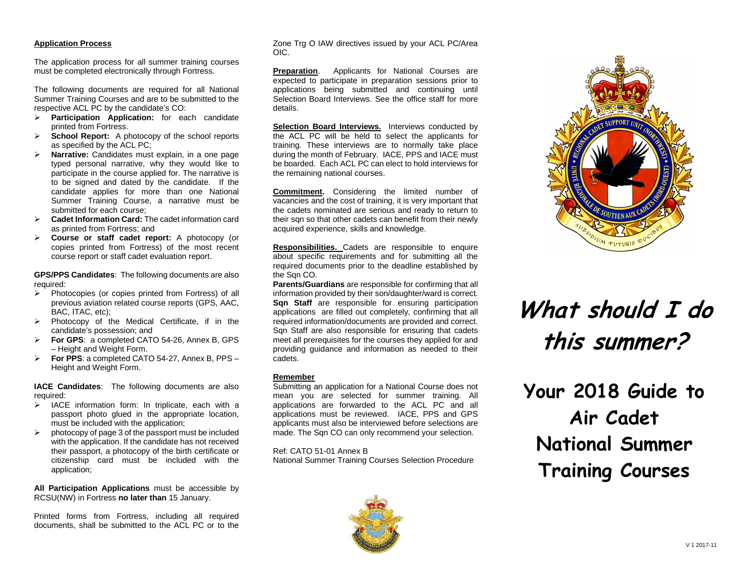**Application Process**

The application process for all summer training courses must be completed electronically through Fortress.

The following documents are required for all National Summer Training Courses and are to be submitted to the respective ACL PC by the candidate's CO:

- **Participation Application:** for each candidate printed from Fortress.
- **School Report:** A photocopy of the school reports as specified by the ACL PC;
- **Narrative:** Candidates must explain, in a one page typed personal narrative, why they would like to participate in the course applied for. The narrative is to be signed and dated by the candidate. If the candidate applies for more than one National Summer Training Course, a narrative must be submitted for each course;
- **Cadet Information Card:** The cadet information card as printed from Fortress; and
- **Course or staff cadet report:** A photocopy (or copies printed from Fortress) of the most recent course report or staff cadet evaluation report.

**GPS/PPS Candidates**: The following documents are also required:

- Photocopies (or copies printed from Fortress) of all previous aviation related course reports (GPS, AAC, BAC, ITAC, etc);
- Photocopy of the Medical Certificate, if in the candidate's possession; and
- **For GPS**: a completed CATO 54-26, Annex B, GPS – Height and Weight Form.
- **For PPS**: a completed CATO 54-27, Annex B, PPS – Height and Weight Form.

**IACE Candidates**: The following documents are also required:

- IACE information form: In triplicate, each with a passport photo glued in the appropriate location, must be included with the application;
- photocopy of page 3 of the passport must be included with the application. If the candidate has not received their passport, a photocopy of the birth certificate or citizenship card must be included with the application;

**All Participation Applications** must be accessible by RCSU(NW) in Fortress **no later than** 15 January.

Printed forms from Fortress, including all required documents, shall be submitted to the ACL PC or to the Zone Trg O IAW directives issued by your ACL PC/Area OIC.

**Preparation**. Applicants for National Courses are expected to participate in preparation sessions prior to applications being submitted and continuing until Selection Board Interviews. See the office staff for more details.

**Selection Board Interviews.** Interviews conducted by the ACL PC will be held to select the applicants for training. These interviews are to normally take place during the month of February. IACE, PPS and IACE must be boarded. Each ACL PC can elect to hold interviews for the remaining national courses.

**Commitment.** Considering the limited number of vacancies and the cost of training, it is very important that the cadets nominated are serious and ready to return to their sqn so that other cadets can benefit from their newly acquired experience, skills and knowledge.

**Responsibilities.** Cadets are responsible to enquire about specific requirements and for submitting all the required documents prior to the deadline established by the Sqn CO.

**Parents/Guardians** are responsible for confirming that all information provided by their son/daughter/ward is correct.
**Sqn Staff** are responsible for ensuring participation applications are filled out completely, confirming that all required information/documents are provided and correct. Sqn Staff are also responsible for ensuring that cadets meet all prerequisites for the courses they applied for and providing guidance and information as needed to their cadets.

**Remember**

Submitting an application for a National Course does not mean you are selected for summer training. All applications are forwarded to the ACL PC and all applications must be reviewed. IACE, PPS and GPS applicants must also be interviewed before selections are made. The Sqn CO can only recommend your selection.

Ref: CATO 51-01 Annex B
National Summer Training Courses Selection Procedure

REGIONAL CADET SUPPORT UNIT (NORTHWEST) • UNITÉ RÉGIONALE DE SOUTIEN AUX CADETS (NORD-OUEST)

SUBSIDIUM FUTURIS DUCIBUS

# *What should I do this summer?*

## Your 2018 Guide to Air Cadet National Summer Training Courses

V 1 2017-11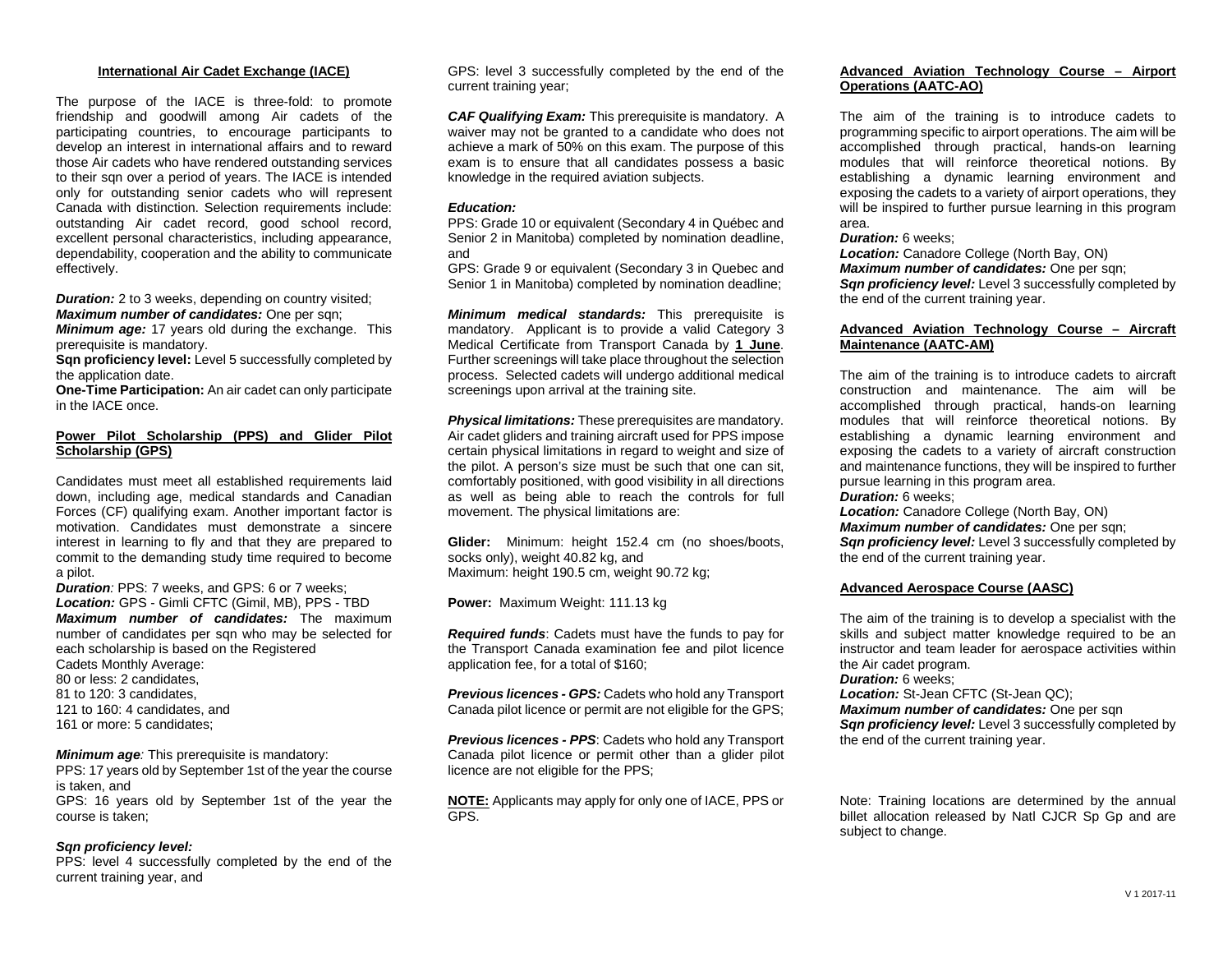## International Air Cadet Exchange (IACE)

The purpose of the IACE is three-fold: to promote friendship and goodwill among Air cadets of the participating countries, to encourage participants to develop an interest in international affairs and to reward those Air cadets who have rendered outstanding services to their sqn over a period of years. The IACE is intended only for outstanding senior cadets who will represent Canada with distinction. Selection requirements include: outstanding Air cadet record, good school record, excellent personal characteristics, including appearance, dependability, cooperation and the ability to communicate effectively.

***Duration:*** 2 to 3 weeks, depending on country visited;
***Maximum number of candidates:*** One per sqn;
***Minimum age:*** 17 years old during the exchange. This prerequisite is mandatory.
**Sqn proficiency level:** Level 5 successfully completed by the application date.
**One-Time Participation:** An air cadet can only participate in the IACE once.

## Power Pilot Scholarship (PPS) and Glider Pilot Scholarship (GPS)

Candidates must meet all established requirements laid down, including age, medical standards and Canadian Forces (CF) qualifying exam. Another important factor is motivation. Candidates must demonstrate a sincere interest in learning to fly and that they are prepared to commit to the demanding study time required to become a pilot.

***Duration**:* PPS: 7 weeks, and GPS: 6 or 7 weeks;
***Location:*** GPS - Gimli CFTC (Gimil, MB), PPS - TBD
***Maximum number of candidates:*** The maximum number of candidates per sqn who may be selected for each scholarship is based on the Registered
Cadets Monthly Average:
80 or less: 2 candidates,
81 to 120: 3 candidates,
121 to 160: 4 candidates, and
161 or more: 5 candidates;

***Minimum age**:* This prerequisite is mandatory:
PPS: 17 years old by September 1st of the year the course is taken, and
GPS: 16 years old by September 1st of the year the course is taken;

***Sqn proficiency level:***
PPS: level 4 successfully completed by the end of the current training year, and
GPS: level 3 successfully completed by the end of the current training year;

***CAF Qualifying Exam:*** This prerequisite is mandatory. A waiver may not be granted to a candidate who does not achieve a mark of 50% on this exam. The purpose of this exam is to ensure that all candidates possess a basic knowledge in the required aviation subjects.

***Education:***
PPS: Grade 10 or equivalent (Secondary 4 in Québec and Senior 2 in Manitoba) completed by nomination deadline, and
GPS: Grade 9 or equivalent (Secondary 3 in Quebec and Senior 1 in Manitoba) completed by nomination deadline;

***Minimum medical standards:*** This prerequisite is mandatory. Applicant is to provide a valid Category 3 Medical Certificate from Transport Canada by **1 June**. Further screenings will take place throughout the selection process. Selected cadets will undergo additional medical screenings upon arrival at the training site.

***Physical limitations:*** These prerequisites are mandatory. Air cadet gliders and training aircraft used for PPS impose certain physical limitations in regard to weight and size of the pilot. A person's size must be such that one can sit, comfortably positioned, with good visibility in all directions as well as being able to reach the controls for full movement. The physical limitations are:

**Glider:** Minimum: height 152.4 cm (no shoes/boots, socks only), weight 40.82 kg, and
Maximum: height 190.5 cm, weight 90.72 kg;

**Power:** Maximum Weight: 111.13 kg

***Required funds***: Cadets must have the funds to pay for the Transport Canada examination fee and pilot licence application fee, for a total of $160;

***Previous licences - GPS:*** Cadets who hold any Transport Canada pilot licence or permit are not eligible for the GPS;

***Previous licences - PPS***: Cadets who hold any Transport Canada pilot licence or permit other than a glider pilot licence are not eligible for the PPS;

**NOTE:** Applicants may apply for only one of IACE, PPS or GPS.

## Advanced Aviation Technology Course – Airport Operations (AATC-AO)

The aim of the training is to introduce cadets to programming specific to airport operations. The aim will be accomplished through practical, hands-on learning modules that will reinforce theoretical notions. By establishing a dynamic learning environment and exposing the cadets to a variety of airport operations, they will be inspired to further pursue learning in this program area.

***Duration:*** 6 weeks;
***Location:*** Canadore College (North Bay, ON)
***Maximum number of candidates:*** One per sqn;
***Sqn proficiency level:*** Level 3 successfully completed by the end of the current training year.

## Advanced Aviation Technology Course – Aircraft Maintenance (AATC-AM)

The aim of the training is to introduce cadets to aircraft construction and maintenance. The aim will be accomplished through practical, hands-on learning modules that will reinforce theoretical notions. By establishing a dynamic learning environment and exposing the cadets to a variety of aircraft construction and maintenance functions, they will be inspired to further pursue learning in this program area.

***Duration:*** 6 weeks;
***Location:*** Canadore College (North Bay, ON)
***Maximum number of candidates:*** One per sqn;
***Sqn proficiency level:*** Level 3 successfully completed by the end of the current training year.

## Advanced Aerospace Course (AASC)

The aim of the training is to develop a specialist with the skills and subject matter knowledge required to be an instructor and team leader for aerospace activities within the Air cadet program.

***Duration:*** 6 weeks;
***Location:*** St-Jean CFTC (St-Jean QC);
***Maximum number of candidates:*** One per sqn
***Sqn proficiency level:*** Level 3 successfully completed by the end of the current training year.

Note: Training locations are determined by the annual billet allocation released by Natl CJCR Sp Gp and are subject to change.

V 1 2017-11